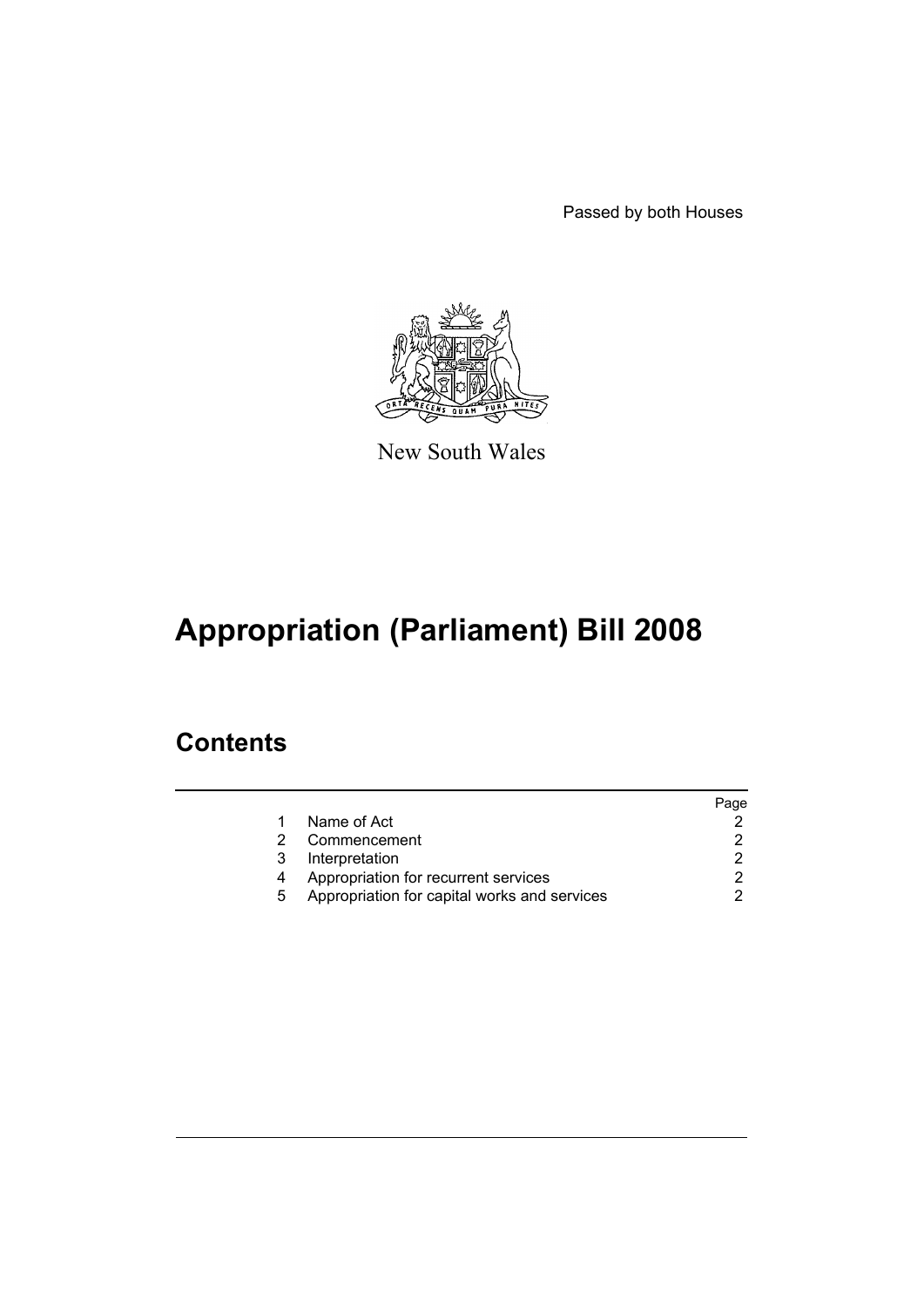Passed by both Houses

New South Wales

# Appropriation (Parliament) Bill 2008

## Contents

| | | Page |
|---|---|---|
| 1 | Name of Act | 2 |
| 2 | Commencement | 2 |
| 3 | Interpretation | 2 |
| 4 | Appropriation for recurrent services | 2 |
| 5 | Appropriation for capital works and services | 2 |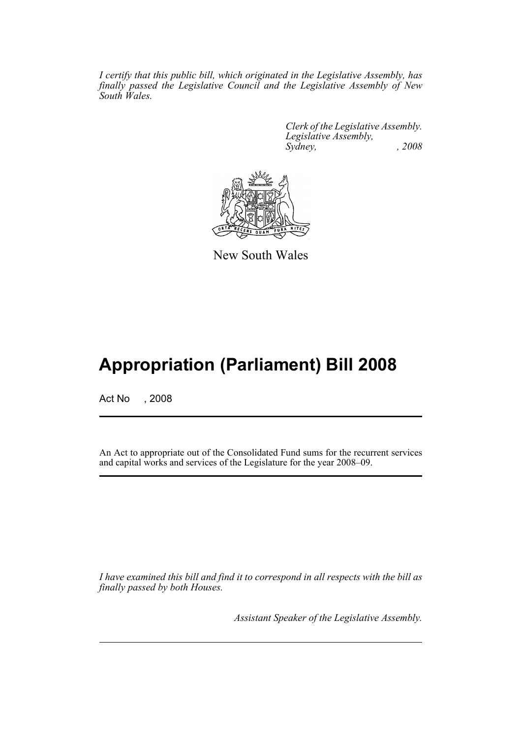*I certify that this public bill, which originated in the Legislative Assembly, has finally passed the Legislative Council and the Legislative Assembly of New South Wales.*

*Clerk of the Legislative Assembly.*
*Legislative Assembly,*
*Sydney, , 2008*

New South Wales

# Appropriation (Parliament) Bill 2008

Act No , 2008

An Act to appropriate out of the Consolidated Fund sums for the recurrent services and capital works and services of the Legislature for the year 2008–09.

*I have examined this bill and find it to correspond in all respects with the bill as finally passed by both Houses.*

*Assistant Speaker of the Legislative Assembly.*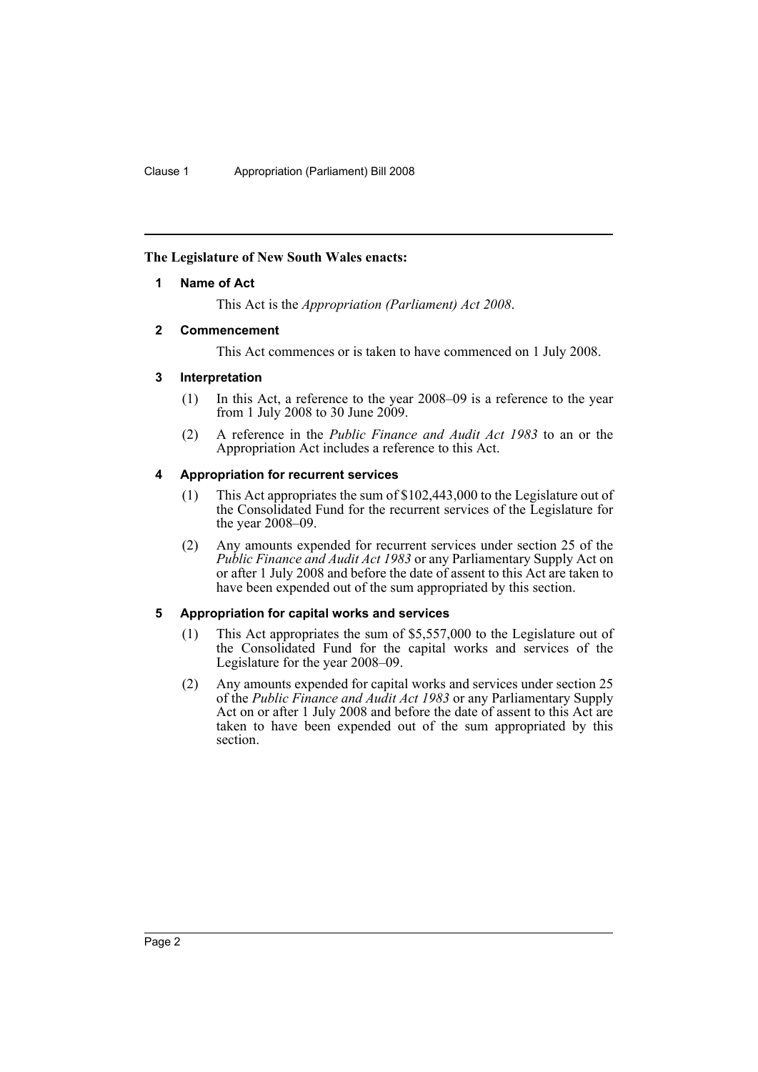**The Legislature of New South Wales enacts:**

## 1 Name of Act

This Act is the *Appropriation (Parliament) Act 2008*.

## 2 Commencement

This Act commences or is taken to have commenced on 1 July 2008.

## 3 Interpretation

(1) In this Act, a reference to the year 2008–09 is a reference to the year from 1 July 2008 to 30 June 2009.

(2) A reference in the *Public Finance and Audit Act 1983* to an or the Appropriation Act includes a reference to this Act.

## 4 Appropriation for recurrent services

(1) This Act appropriates the sum of $102,443,000 to the Legislature out of the Consolidated Fund for the recurrent services of the Legislature for the year 2008–09.

(2) Any amounts expended for recurrent services under section 25 of the *Public Finance and Audit Act 1983* or any Parliamentary Supply Act on or after 1 July 2008 and before the date of assent to this Act are taken to have been expended out of the sum appropriated by this section.

## 5 Appropriation for capital works and services

(1) This Act appropriates the sum of $5,557,000 to the Legislature out of the Consolidated Fund for the capital works and services of the Legislature for the year 2008–09.

(2) Any amounts expended for capital works and services under section 25 of the *Public Finance and Audit Act 1983* or any Parliamentary Supply Act on or after 1 July 2008 and before the date of assent to this Act are taken to have been expended out of the sum appropriated by this section.